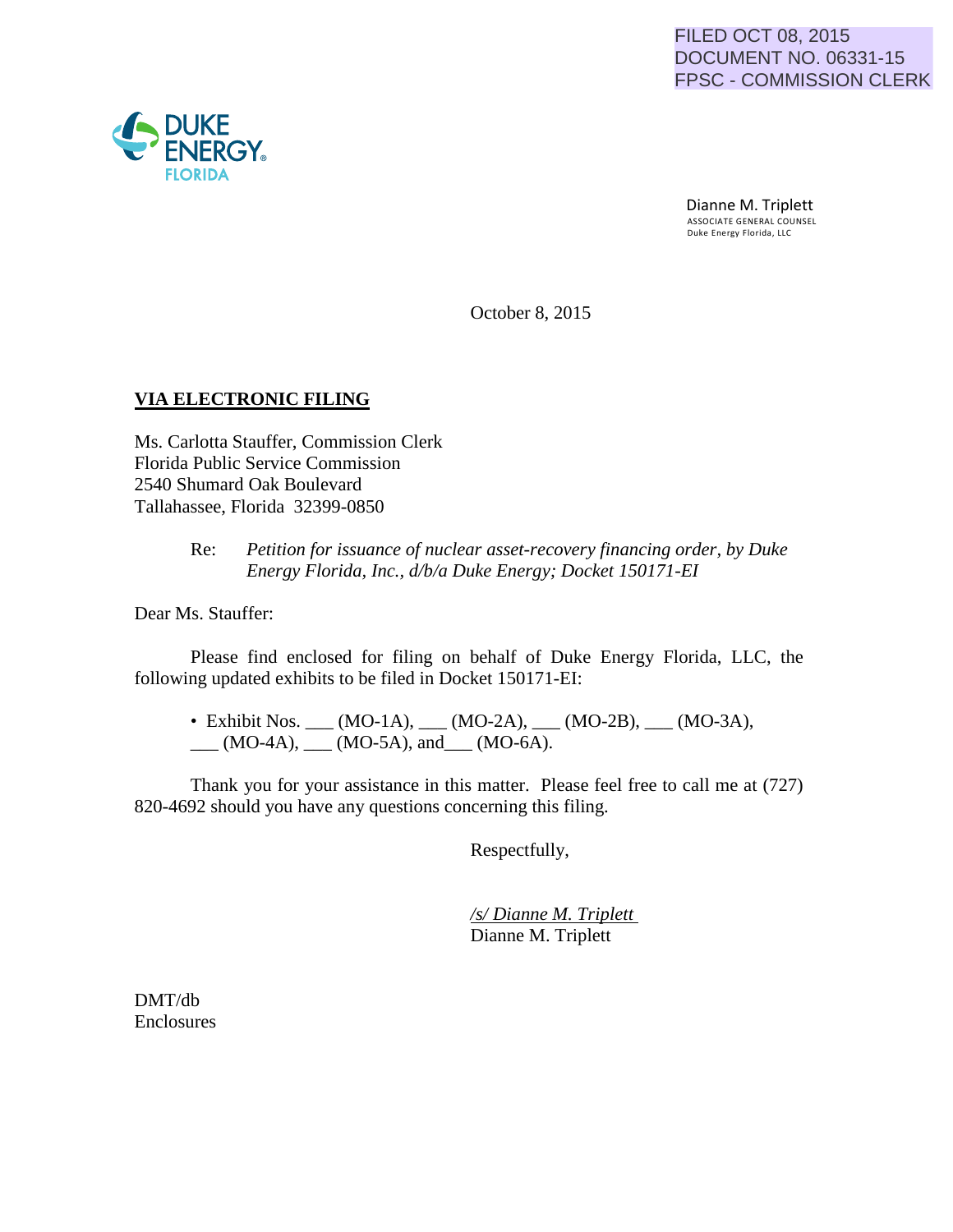FILED OCT 08, 2015
DOCUMENT NO. 06331-15
FPSC - COMMISSION CLERK

DUKE ENERGY
FLORIDA

Dianne M. Triplett
ASSOCIATE GENERAL COUNSEL
Duke Energy Florida, LLC

October 8, 2015

**VIA ELECTRONIC FILING**

Ms. Carlotta Stauffer, Commission Clerk
Florida Public Service Commission
2540 Shumard Oak Boulevard
Tallahassee, Florida 32399-0850

Re: *Petition for issuance of nuclear asset-recovery financing order, by Duke Energy Florida, Inc., d/b/a Duke Energy; Docket 150171-EI*

Dear Ms. Stauffer:

Please find enclosed for filing on behalf of Duke Energy Florida, LLC, the following updated exhibits to be filed in Docket 150171-EI:

- Exhibit Nos. ___ (MO-1A), ___ (MO-2A), ___ (MO-2B), ___ (MO-3A), ___ (MO-4A), ___ (MO-5A), and___ (MO-6A).

Thank you for your assistance in this matter. Please feel free to call me at (727) 820-4692 should you have any questions concerning this filing.

Respectfully,

*/s/ Dianne M. Triplett*
Dianne M. Triplett

DMT/db
Enclosures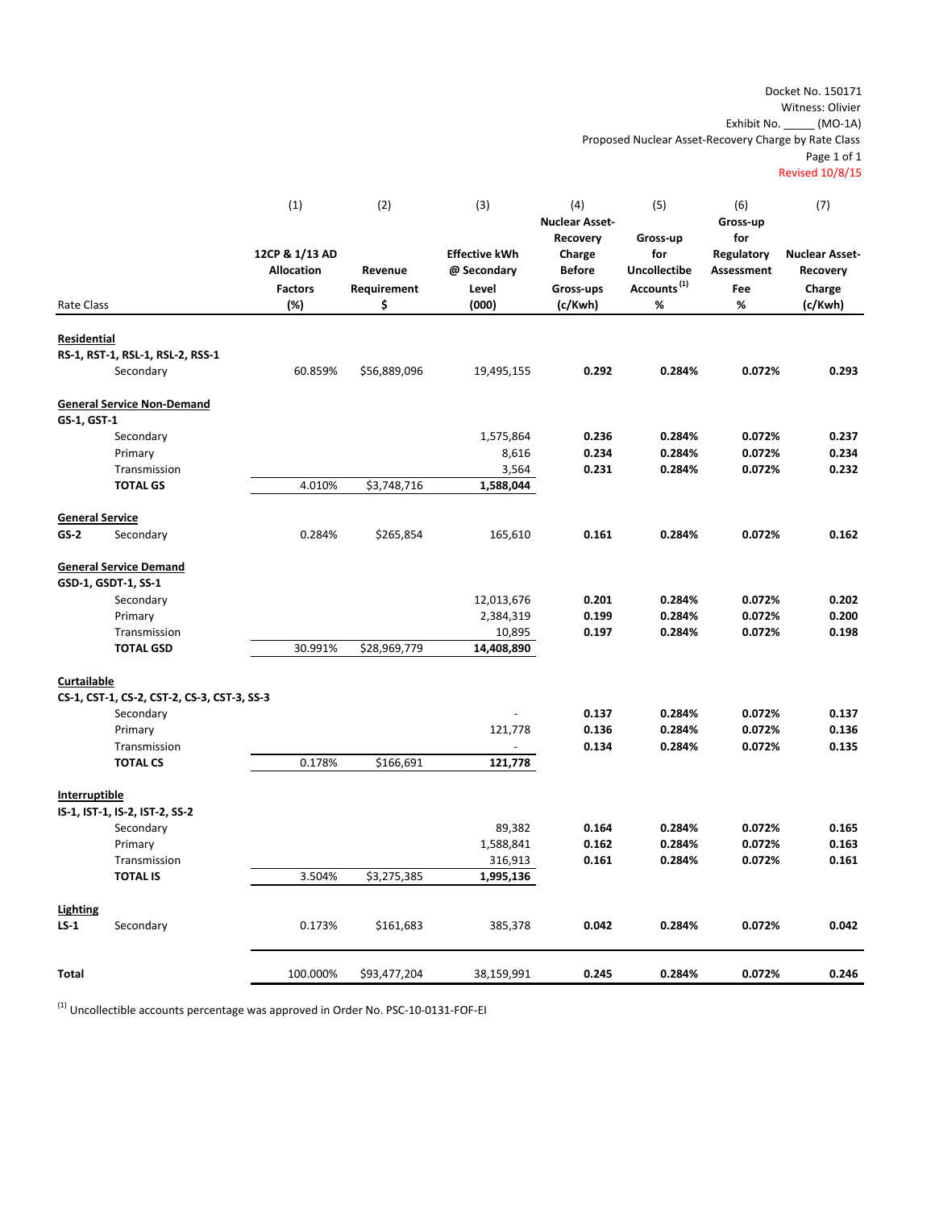Docket No. 150171
Witness: Olivier
Exhibit No. _____ (MO-1A)
Proposed Nuclear Asset-Recovery Charge by Rate Class
Page 1 of 1
Revised 10/8/15

| Rate Class | | (1) 12CP & 1/13 AD Allocation Factors (%) | (2) Revenue Requirement $ | (3) Effective kWh @ Secondary Level (000) | (4) Nuclear Asset-Recovery Charge Before Gross-ups (c/Kwh) | (5) Gross-up for Uncollectibe Accounts[1] % | (6) Gross-up for Regulatory Assessment Fee % | (7) Nuclear Asset-Recovery Charge (c/Kwh) |
|---|---|---|---|---|---|---|---|---|
| **Residential** | | | | | | | | |
| **RS-1, RST-1, RSL-1, RSL-2, RSS-1** | | | | | | | | |
| | Secondary | 60.859% | $56,889,096 | 19,495,155 | **0.292** | **0.284%** | **0.072%** | **0.293** |
| **General Service Non-Demand** | | | | | | | | |
| **GS-1, GST-1** | | | | | | | | |
| | Secondary | | | 1,575,864 | **0.236** | **0.284%** | **0.072%** | **0.237** |
| | Primary | | | 8,616 | **0.234** | **0.284%** | **0.072%** | **0.234** |
| | Transmission | | | 3,564 | **0.231** | **0.284%** | **0.072%** | **0.232** |
| | **TOTAL GS** | 4.010% | $3,748,716 | **1,588,044** | | | | |
| **General Service** | | | | | | | | |
| **GS-2** | Secondary | 0.284% | $265,854 | 165,610 | **0.161** | **0.284%** | **0.072%** | **0.162** |
| **General Service Demand** | | | | | | | | |
| **GSD-1, GSDT-1, SS-1** | | | | | | | | |
| | Secondary | | | 12,013,676 | **0.201** | **0.284%** | **0.072%** | **0.202** |
| | Primary | | | 2,384,319 | **0.199** | **0.284%** | **0.072%** | **0.200** |
| | Transmission | | | 10,895 | **0.197** | **0.284%** | **0.072%** | **0.198** |
| | **TOTAL GSD** | 30.991% | $28,969,779 | **14,408,890** | | | | |
| **Curtailable** | | | | | | | | |
| **CS-1, CST-1, CS-2, CST-2, CS-3, CST-3, SS-3** | | | | | | | | |
| | Secondary | | | - | **0.137** | **0.284%** | **0.072%** | **0.137** |
| | Primary | | | 121,778 | **0.136** | **0.284%** | **0.072%** | **0.136** |
| | Transmission | | | - | **0.134** | **0.284%** | **0.072%** | **0.135** |
| | **TOTAL CS** | 0.178% | $166,691 | **121,778** | | | | |
| **Interruptible** | | | | | | | | |
| **IS-1, IST-1, IS-2, IST-2, SS-2** | | | | | | | | |
| | Secondary | | | 89,382 | **0.164** | **0.284%** | **0.072%** | **0.165** |
| | Primary | | | 1,588,841 | **0.162** | **0.284%** | **0.072%** | **0.163** |
| | Transmission | | | 316,913 | **0.161** | **0.284%** | **0.072%** | **0.161** |
| | **TOTAL IS** | 3.504% | $3,275,385 | **1,995,136** | | | | |
| **Lighting** | | | | | | | | |
| **LS-1** | Secondary | 0.173% | $161,683 | 385,378 | **0.042** | **0.284%** | **0.072%** | **0.042** |
| **Total** | | 100.000% | $93,477,204 | 38,159,991 | **0.245** | **0.284%** | **0.072%** | **0.246** |

[1] Uncollectible accounts percentage was approved in Order No. PSC-10-0131-FOF-EI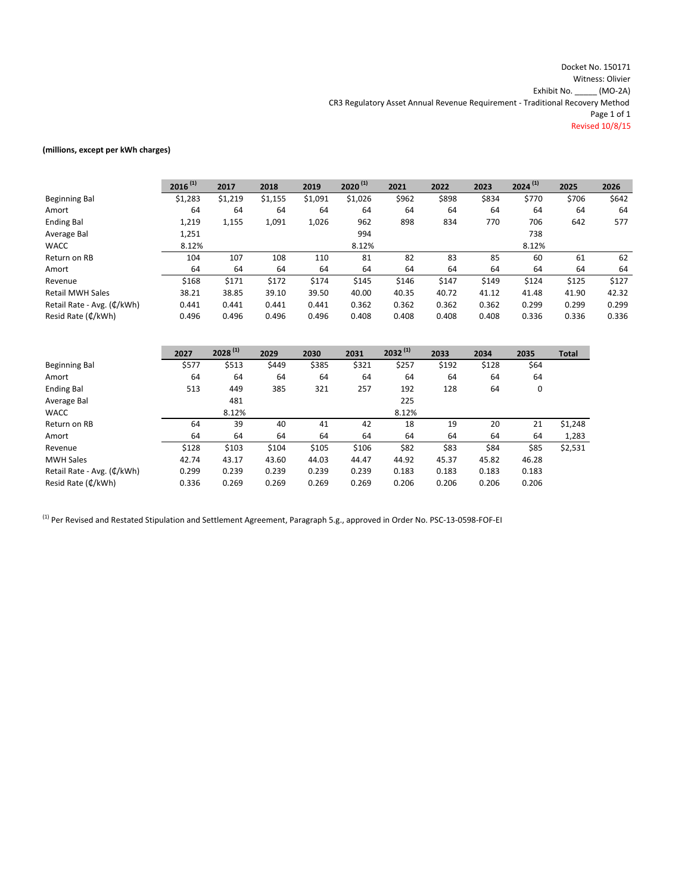Docket No. 150171
Witness: Olivier
Exhibit No. _____ (MO-2A)
CR3 Regulatory Asset Annual Revenue Requirement - Traditional Recovery Method
Page 1 of 1
Revised 10/8/15

**(millions, except per kWh charges)**

| | 2016 [1] | 2017 | 2018 | 2019 | 2020 [1] | 2021 | 2022 | 2023 | 2024 [1] | 2025 | 2026 |
|---|---|---|---|---|---|---|---|---|---|---|---|
| Beginning Bal | $1,283 | $1,219 | $1,155 | $1,091 | $1,026 | $962 | $898 | $834 | $770 | $706 | $642 |
| Amort | 64 | 64 | 64 | 64 | 64 | 64 | 64 | 64 | 64 | 64 | 64 |
| Ending Bal | 1,219 | 1,155 | 1,091 | 1,026 | 962 | 898 | 834 | 770 | 706 | 642 | 577 |
| Average Bal | 1,251 | | | | 994 | | | | 738 | | |
| WACC | 8.12% | | | | 8.12% | | | | 8.12% | | |
| Return on RB | 104 | 107 | 108 | 110 | 81 | 82 | 83 | 85 | 60 | 61 | 62 |
| Amort | 64 | 64 | 64 | 64 | 64 | 64 | 64 | 64 | 64 | 64 | 64 |
| Revenue | $168 | $171 | $172 | $174 | $145 | $146 | $147 | $149 | $124 | $125 | $127 |
| Retail MWH Sales | 38.21 | 38.85 | 39.10 | 39.50 | 40.00 | 40.35 | 40.72 | 41.12 | 41.48 | 41.90 | 42.32 |
| Retail Rate - Avg. (¢/kWh) | 0.441 | 0.441 | 0.441 | 0.441 | 0.362 | 0.362 | 0.362 | 0.362 | 0.299 | 0.299 | 0.299 |
| Resid Rate (¢/kWh) | 0.496 | 0.496 | 0.496 | 0.496 | 0.408 | 0.408 | 0.408 | 0.408 | 0.336 | 0.336 | 0.336 |

| | 2027 | 2028 [1] | 2029 | 2030 | 2031 | 2032 [1] | 2033 | 2034 | 2035 | Total |
|---|---|---|---|---|---|---|---|---|---|---|
| Beginning Bal | $577 | $513 | $449 | $385 | $321 | $257 | $192 | $128 | $64 | |
| Amort | 64 | 64 | 64 | 64 | 64 | 64 | 64 | 64 | 64 | |
| Ending Bal | 513 | 449 | 385 | 321 | 257 | 192 | 128 | 64 | 0 | |
| Average Bal | | 481 | | | | 225 | | | | |
| WACC | | 8.12% | | | | 8.12% | | | | |
| Return on RB | 64 | 39 | 40 | 41 | 42 | 18 | 19 | 20 | 21 | $1,248 |
| Amort | 64 | 64 | 64 | 64 | 64 | 64 | 64 | 64 | 64 | 1,283 |
| Revenue | $128 | $103 | $104 | $105 | $106 | $82 | $83 | $84 | $85 | $2,531 |
| MWH Sales | 42.74 | 43.17 | 43.60 | 44.03 | 44.47 | 44.92 | 45.37 | 45.82 | 46.28 | |
| Retail Rate - Avg. (¢/kWh) | 0.299 | 0.239 | 0.239 | 0.239 | 0.239 | 0.183 | 0.183 | 0.183 | 0.183 | |
| Resid Rate (¢/kWh) | 0.336 | 0.269 | 0.269 | 0.269 | 0.269 | 0.206 | 0.206 | 0.206 | 0.206 | |

[1] Per Revised and Restated Stipulation and Settlement Agreement, Paragraph 5.g., approved in Order No. PSC-13-0598-FOF-EI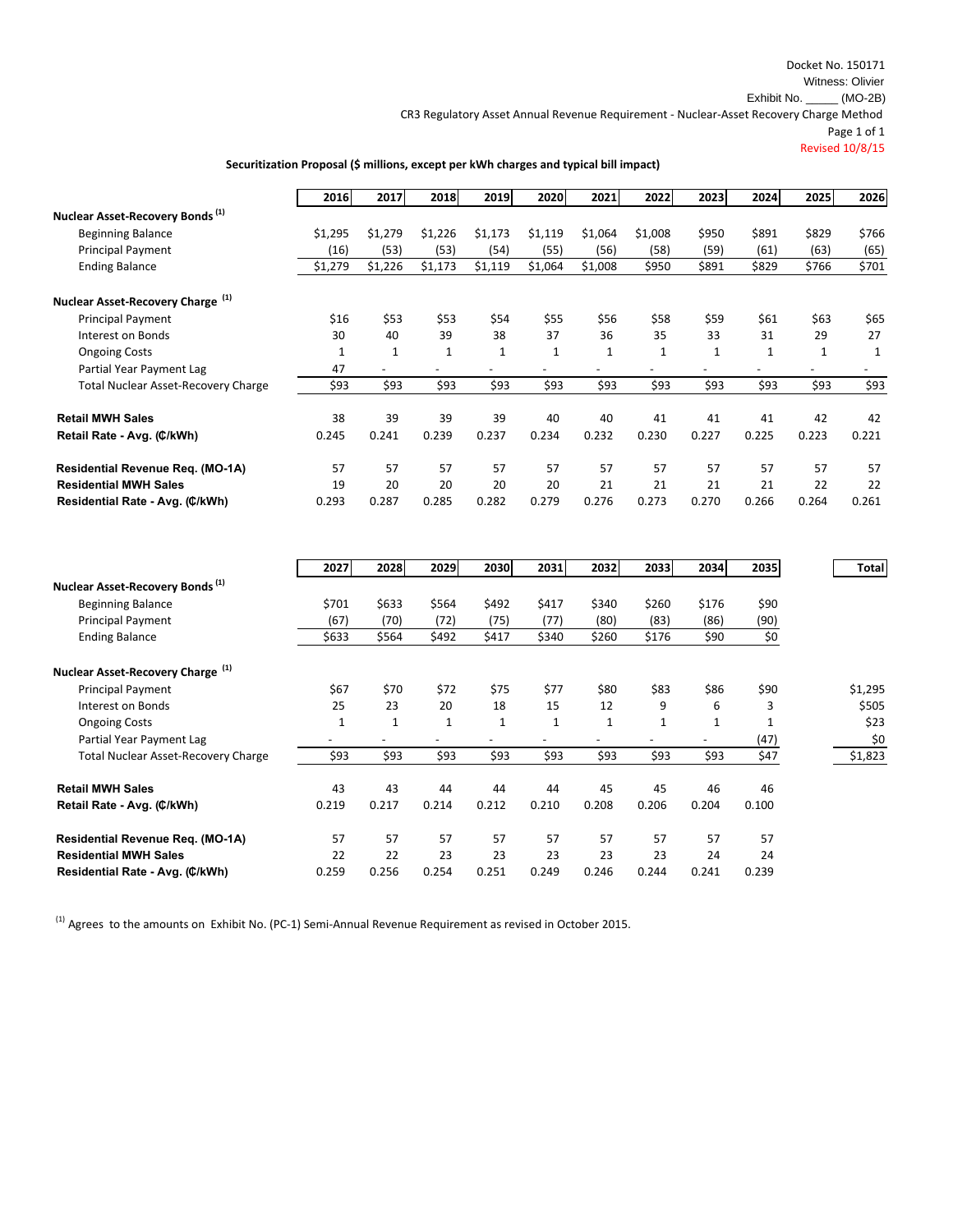Docket No. 150171
Witness: Olivier
Exhibit No. _____ (MO-2B)
CR3 Regulatory Asset Annual Revenue Requirement - Nuclear-Asset Recovery Charge Method
Page 1 of 1
Revised 10/8/15

**Securitization Proposal ($ millions, except per kWh charges and typical bill impact)**

| | 2016 | 2017 | 2018 | 2019 | 2020 | 2021 | 2022 | 2023 | 2024 | 2025 | 2026 |
|---|---|---|---|---|---|---|---|---|---|---|---|
| **Nuclear Asset-Recovery Bonds** [1] | | | | | | | | | | | |
| Beginning Balance | $1,295 | $1,279 | $1,226 | $1,173 | $1,119 | $1,064 | $1,008 | $950 | $891 | $829 | $766 |
| Principal Payment | (16) | (53) | (53) | (54) | (55) | (56) | (58) | (59) | (61) | (63) | (65) |
| Ending Balance | $1,279 | $1,226 | $1,173 | $1,119 | $1,064 | $1,008 | $950 | $891 | $829 | $766 | $701 |
| **Nuclear Asset-Recovery Charge** [1] | | | | | | | | | | | |
| Principal Payment | $16 | $53 | $53 | $54 | $55 | $56 | $58 | $59 | $61 | $63 | $65 |
| Interest on Bonds | 30 | 40 | 39 | 38 | 37 | 36 | 35 | 33 | 31 | 29 | 27 |
| Ongoing Costs | 1 | 1 | 1 | 1 | 1 | 1 | 1 | 1 | 1 | 1 | 1 |
| Partial Year Payment Lag | 47 | - | - | - | - | - | - | - | - | - | - |
| Total Nuclear Asset-Recovery Charge | $93 | $93 | $93 | $93 | $93 | $93 | $93 | $93 | $93 | $93 | $93 |
| **Retail MWH Sales** | 38 | 39 | 39 | 39 | 40 | 40 | 41 | 41 | 41 | 42 | 42 |
| **Retail Rate - Avg. (₵/kWh)** | 0.245 | 0.241 | 0.239 | 0.237 | 0.234 | 0.232 | 0.230 | 0.227 | 0.225 | 0.223 | 0.221 |
| **Residential Revenue Req. (MO-1A)** | 57 | 57 | 57 | 57 | 57 | 57 | 57 | 57 | 57 | 57 | 57 |
| **Residential MWH Sales** | 19 | 20 | 20 | 20 | 20 | 21 | 21 | 21 | 21 | 22 | 22 |
| **Residential Rate - Avg. (₵/kWh)** | 0.293 | 0.287 | 0.285 | 0.282 | 0.279 | 0.276 | 0.273 | 0.270 | 0.266 | 0.264 | 0.261 |

| | 2027 | 2028 | 2029 | 2030 | 2031 | 2032 | 2033 | 2034 | 2035 | Total |
|---|---|---|---|---|---|---|---|---|---|---|
| **Nuclear Asset-Recovery Bonds** [1] | | | | | | | | | | |
| Beginning Balance | $701 | $633 | $564 | $492 | $417 | $340 | $260 | $176 | $90 | |
| Principal Payment | (67) | (70) | (72) | (75) | (77) | (80) | (83) | (86) | (90) | |
| Ending Balance | $633 | $564 | $492 | $417 | $340 | $260 | $176 | $90 | $0 | |
| **Nuclear Asset-Recovery Charge** [1] | | | | | | | | | | |
| Principal Payment | $67 | $70 | $72 | $75 | $77 | $80 | $83 | $86 | $90 | $1,295 |
| Interest on Bonds | 25 | 23 | 20 | 18 | 15 | 12 | 9 | 6 | 3 | $505 |
| Ongoing Costs | 1 | 1 | 1 | 1 | 1 | 1 | 1 | 1 | 1 | $23 |
| Partial Year Payment Lag | - | - | - | - | - | - | - | - | (47) | $0 |
| Total Nuclear Asset-Recovery Charge | $93 | $93 | $93 | $93 | $93 | $93 | $93 | $93 | $47 | $1,823 |
| **Retail MWH Sales** | 43 | 43 | 44 | 44 | 44 | 45 | 45 | 46 | 46 | |
| **Retail Rate - Avg. (₵/kWh)** | 0.219 | 0.217 | 0.214 | 0.212 | 0.210 | 0.208 | 0.206 | 0.204 | 0.100 | |
| **Residential Revenue Req. (MO-1A)** | 57 | 57 | 57 | 57 | 57 | 57 | 57 | 57 | 57 | |
| **Residential MWH Sales** | 22 | 22 | 23 | 23 | 23 | 23 | 23 | 24 | 24 | |
| **Residential Rate - Avg. (₵/kWh)** | 0.259 | 0.256 | 0.254 | 0.251 | 0.249 | 0.246 | 0.244 | 0.241 | 0.239 | |

[1] Agrees to the amounts on Exhibit No. (PC-1) Semi-Annual Revenue Requirement as revised in October 2015.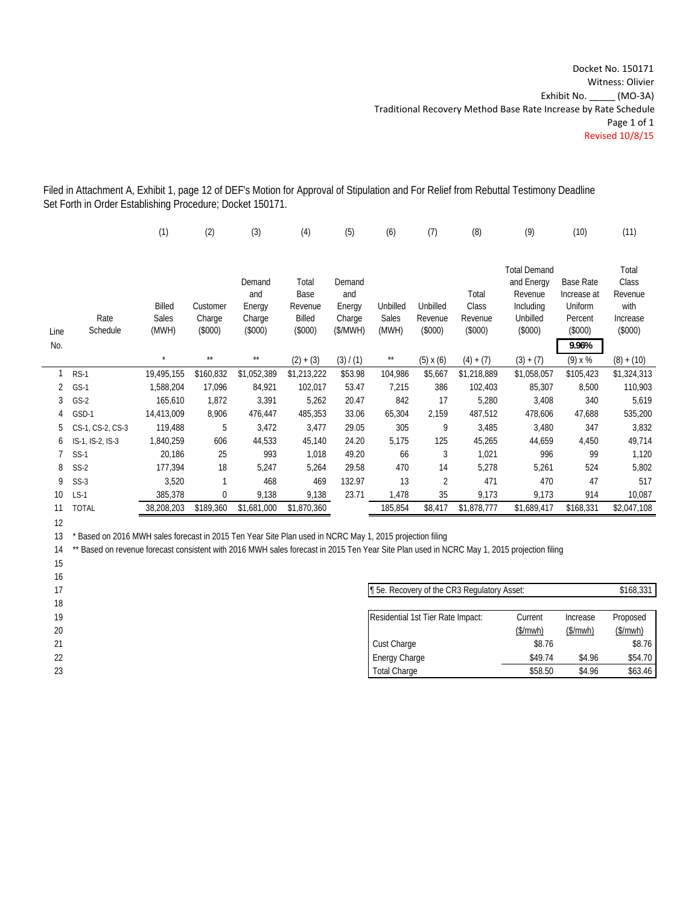Docket No. 150171
Witness: Olivier
Exhibit No. _____ (MO-3A)
Traditional Recovery Method Base Rate Increase by Rate Schedule
Page 1 of 1
Revised 10/8/15

Filed in Attachment A, Exhibit 1, page 12 of DEF's Motion for Approval of Stipulation and For Relief from Rebuttal Testimony Deadline Set Forth in Order Establishing Procedure; Docket 150171.

| Line No. | Rate Schedule | (1) Billed Sales (MWH) | (2) Customer Charge ($000) | (3) Demand and Energy Charge ($000) | (4) Total Base Revenue Billed ($000) | (5) Demand and Energy Charge ($/MWH) | (6) Unbilled Sales (MWH) | (7) Unbilled Revenue ($000) | (8) Total Class Revenue ($000) | (9) Total Demand and Energy Revenue Including Unbilled ($000) | (10) Base Rate Increase at Uniform Percent ($000) | (11) Total Class Revenue with Increase ($000) |
|---|---|---|---|---|---|---|---|---|---|---|---|---|
| | | | | | | | | | | | 9.96% | |
| | | * | ** | ** | (2) + (3) | (3) / (1) | ** | (5) x (6) | (4) + (7) | (3) + (7) | (9) x % | (8) + (10) |
| 1 | RS-1 | 19,495,155 | $160,832 | $1,052,389 | $1,213,222 | $53.98 | 104,986 | $5,667 | $1,218,889 | $1,058,057 | $105,423 | $1,324,313 |
| 2 | GS-1 | 1,588,204 | 17,096 | 84,921 | 102,017 | 53.47 | 7,215 | 386 | 102,403 | 85,307 | 8,500 | 110,903 |
| 3 | GS-2 | 165,610 | 1,872 | 3,391 | 5,262 | 20.47 | 842 | 17 | 5,280 | 3,408 | 340 | 5,619 |
| 4 | GSD-1 | 14,413,009 | 8,906 | 476,447 | 485,353 | 33.06 | 65,304 | 2,159 | 487,512 | 478,606 | 47,688 | 535,200 |
| 5 | CS-1, CS-2, CS-3 | 119,488 | 5 | 3,472 | 3,477 | 29.05 | 305 | 9 | 3,485 | 3,480 | 347 | 3,832 |
| 6 | IS-1, IS-2, IS-3 | 1,840,259 | 606 | 44,533 | 45,140 | 24.20 | 5,175 | 125 | 45,265 | 44,659 | 4,450 | 49,714 |
| 7 | SS-1 | 20,186 | 25 | 993 | 1,018 | 49.20 | 66 | 3 | 1,021 | 996 | 99 | 1,120 |
| 8 | SS-2 | 177,394 | 18 | 5,247 | 5,264 | 29.58 | 470 | 14 | 5,278 | 5,261 | 524 | 5,802 |
| 9 | SS-3 | 3,520 | 1 | 468 | 469 | 132.97 | 13 | 2 | 471 | 470 | 47 | 517 |
| 10 | LS-1 | 385,378 | 0 | 9,138 | 9,138 | 23.71 | 1,478 | 35 | 9,173 | 9,173 | 914 | 10,087 |
| 11 | TOTAL | 38,208,203 | $189,360 | $1,681,000 | $1,870,360 | | 185,854 | $8,417 | $1,878,777 | $1,689,417 | $168,331 | $2,047,108 |

12
13 * Based on 2016 MWH sales forecast in 2015 Ten Year Site Plan used in NCRC May 1, 2015 projection filing
14 ** Based on revenue forecast consistent with 2016 MWH sales forecast in 2015 Ten Year Site Plan used in NCRC May 1, 2015 projection filing
15
16
17

| ¶ 5e. Recovery of the CR3 Regulatory Asset: | $168,331 |
|---|---|

18

| Residential 1st Tier Rate Impact: | Current ($/mwh) | Increase ($/mwh) | Proposed ($/mwh) |
|---|---|---|---|
| Cust Charge | $8.76 | | $8.76 |
| Energy Charge | $49.74 | $4.96 | $54.70 |
| Total Charge | $58.50 | $4.96 | $63.46 |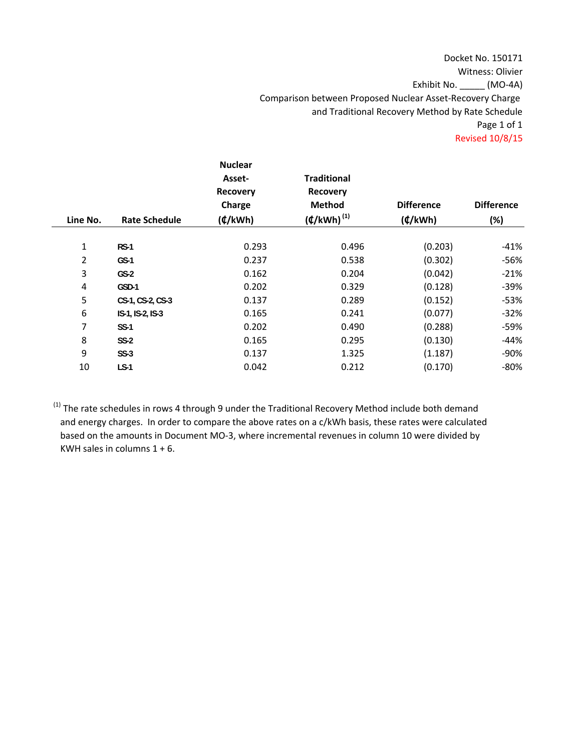Docket No. 150171
Witness: Olivier
Exhibit No. _____ (MO-4A)
Comparison between Proposed Nuclear Asset-Recovery Charge and Traditional Recovery Method by Rate Schedule
Page 1 of 1
Revised 10/8/15

| Line No. | Rate Schedule | Nuclear Asset-Recovery Charge (¢/kWh) | Traditional Recovery Method (¢/kWh) [(1)] | Difference (¢/kWh) | Difference (%) |
|---|---|---|---|---|---|
| 1 | RS-1 | 0.293 | 0.496 | (0.203) | -41% |
| 2 | GS-1 | 0.237 | 0.538 | (0.302) | -56% |
| 3 | GS-2 | 0.162 | 0.204 | (0.042) | -21% |
| 4 | GSD-1 | 0.202 | 0.329 | (0.128) | -39% |
| 5 | CS-1, CS-2, CS-3 | 0.137 | 0.289 | (0.152) | -53% |
| 6 | IS-1, IS-2, IS-3 | 0.165 | 0.241 | (0.077) | -32% |
| 7 | SS-1 | 0.202 | 0.490 | (0.288) | -59% |
| 8 | SS-2 | 0.165 | 0.295 | (0.130) | -44% |
| 9 | SS-3 | 0.137 | 1.325 | (1.187) | -90% |
| 10 | LS-1 | 0.042 | 0.212 | (0.170) | -80% |

[(1)] The rate schedules in rows 4 through 9 under the Traditional Recovery Method include both demand and energy charges. In order to compare the above rates on a c/kWh basis, these rates were calculated based on the amounts in Document MO-3, where incremental revenues in column 10 were divided by KWH sales in columns 1 + 6.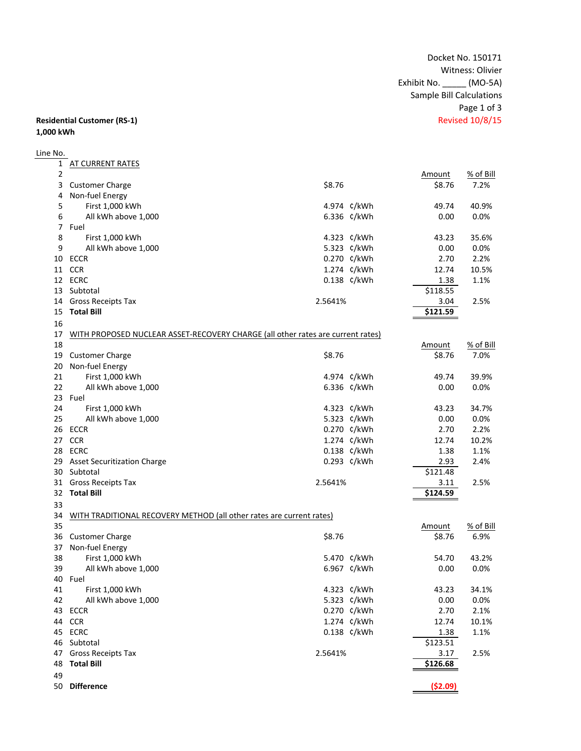Docket No. 150171
Witness: Olivier
Exhibit No. _____ (MO-5A)
Sample Bill Calculations
Page 1 of 3
Revised 10/8/15

**Residential Customer (RS-1)**
**1,000 kWh**

| Line No. | | Rate | Unit | Amount | % of Bill |
|---|---|---|---|---|---|
| 1 | AT CURRENT RATES | | | | |
| 2 | | | | Amount | % of Bill |
| 3 | Customer Charge | $8.76 | | $8.76 | 7.2% |
| 4 | Non-fuel Energy | | | | |
| 5 | First 1,000 kWh | 4.974 | ¢/kWh | 49.74 | 40.9% |
| 6 | All kWh above 1,000 | 6.336 | ¢/kWh | 0.00 | 0.0% |
| 7 | Fuel | | | | |
| 8 | First 1,000 kWh | 4.323 | ¢/kWh | 43.23 | 35.6% |
| 9 | All kWh above 1,000 | 5.323 | ¢/kWh | 0.00 | 0.0% |
| 10 | ECCR | 0.270 | ¢/kWh | 2.70 | 2.2% |
| 11 | CCR | 1.274 | ¢/kWh | 12.74 | 10.5% |
| 12 | ECRC | 0.138 | ¢/kWh | 1.38 | 1.1% |
| 13 | Subtotal | | | $118.55 | |
| 14 | Gross Receipts Tax | 2.5641% | | 3.04 | 2.5% |
| 15 | **Total Bill** | | | **$121.59** | |
| 16 | | | | | |
| 17 | WITH PROPOSED NUCLEAR ASSET-RECOVERY CHARGE (all other rates are current rates) | | | | |
| 18 | | | | Amount | % of Bill |
| 19 | Customer Charge | $8.76 | | $8.76 | 7.0% |
| 20 | Non-fuel Energy | | | | |
| 21 | First 1,000 kWh | 4.974 | ¢/kWh | 49.74 | 39.9% |
| 22 | All kWh above 1,000 | 6.336 | ¢/kWh | 0.00 | 0.0% |
| 23 | Fuel | | | | |
| 24 | First 1,000 kWh | 4.323 | ¢/kWh | 43.23 | 34.7% |
| 25 | All kWh above 1,000 | 5.323 | ¢/kWh | 0.00 | 0.0% |
| 26 | ECCR | 0.270 | ¢/kWh | 2.70 | 2.2% |
| 27 | CCR | 1.274 | ¢/kWh | 12.74 | 10.2% |
| 28 | ECRC | 0.138 | ¢/kWh | 1.38 | 1.1% |
| 29 | Asset Securitization Charge | 0.293 | ¢/kWh | 2.93 | 2.4% |
| 30 | Subtotal | | | $121.48 | |
| 31 | Gross Receipts Tax | 2.5641% | | 3.11 | 2.5% |
| 32 | **Total Bill** | | | **$124.59** | |
| 33 | | | | | |
| 34 | WITH TRADITIONAL RECOVERY METHOD (all other rates are current rates) | | | | |
| 35 | | | | Amount | % of Bill |
| 36 | Customer Charge | $8.76 | | $8.76 | 6.9% |
| 37 | Non-fuel Energy | | | | |
| 38 | First 1,000 kWh | 5.470 | ¢/kWh | 54.70 | 43.2% |
| 39 | All kWh above 1,000 | 6.967 | ¢/kWh | 0.00 | 0.0% |
| 40 | Fuel | | | | |
| 41 | First 1,000 kWh | 4.323 | ¢/kWh | 43.23 | 34.1% |
| 42 | All kWh above 1,000 | 5.323 | ¢/kWh | 0.00 | 0.0% |
| 43 | ECCR | 0.270 | ¢/kWh | 2.70 | 2.1% |
| 44 | CCR | 1.274 | ¢/kWh | 12.74 | 10.1% |
| 45 | ECRC | 0.138 | ¢/kWh | 1.38 | 1.1% |
| 46 | Subtotal | | | $123.51 | |
| 47 | Gross Receipts Tax | 2.5641% | | 3.17 | 2.5% |
| 48 | **Total Bill** | | | **$126.68** | |
| 49 | | | | | |
| 50 | **Difference** | | | **($2.09)** | |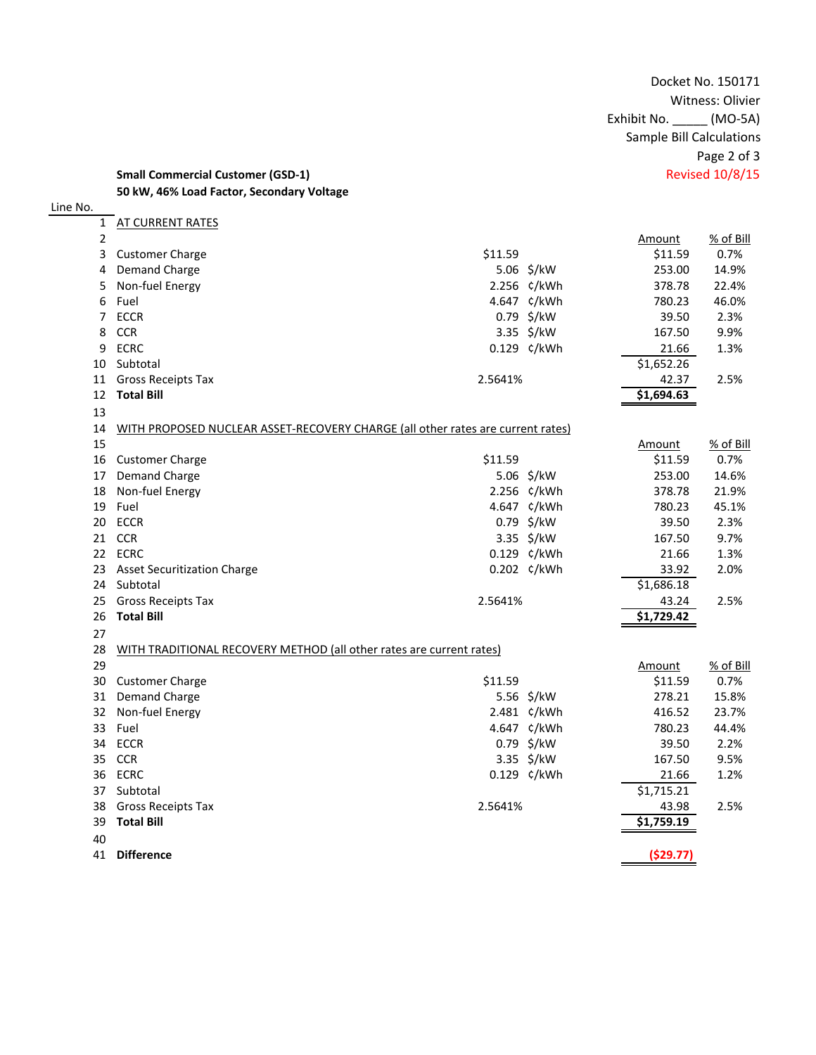Docket No. 150171
Witness: Olivier
Exhibit No. _____ (MO-5A)
Sample Bill Calculations
Page 2 of 3
Revised 10/8/15

**Small Commercial Customer (GSD-1)**
**50 kW, 46% Load Factor, Secondary Voltage**

| Line No. | | Rate | Unit | Amount | % of Bill |
|---|---|---|---|---|---|
| 1 | AT CURRENT RATES | | | | |
| 2 | | | | Amount | % of Bill |
| 3 | Customer Charge | $11.59 | | $11.59 | 0.7% |
| 4 | Demand Charge | 5.06 | $/kW | 253.00 | 14.9% |
| 5 | Non-fuel Energy | 2.256 | ¢/kWh | 378.78 | 22.4% |
| 6 | Fuel | 4.647 | ¢/kWh | 780.23 | 46.0% |
| 7 | ECCR | 0.79 | $/kW | 39.50 | 2.3% |
| 8 | CCR | 3.35 | $/kW | 167.50 | 9.9% |
| 9 | ECRC | 0.129 | ¢/kWh | 21.66 | 1.3% |
| 10 | Subtotal | | | $1,652.26 | |
| 11 | Gross Receipts Tax | 2.5641% | | 42.37 | 2.5% |
| 12 | **Total Bill** | | | **$1,694.63** | |
| 13 | | | | | |
| 14 | WITH PROPOSED NUCLEAR ASSET-RECOVERY CHARGE (all other rates are current rates) | | | | |
| 15 | | | | Amount | % of Bill |
| 16 | Customer Charge | $11.59 | | $11.59 | 0.7% |
| 17 | Demand Charge | 5.06 | $/kW | 253.00 | 14.6% |
| 18 | Non-fuel Energy | 2.256 | ¢/kWh | 378.78 | 21.9% |
| 19 | Fuel | 4.647 | ¢/kWh | 780.23 | 45.1% |
| 20 | ECCR | 0.79 | $/kW | 39.50 | 2.3% |
| 21 | CCR | 3.35 | $/kW | 167.50 | 9.7% |
| 22 | ECRC | 0.129 | ¢/kWh | 21.66 | 1.3% |
| 23 | Asset Securitization Charge | 0.202 | ¢/kWh | 33.92 | 2.0% |
| 24 | Subtotal | | | $1,686.18 | |
| 25 | Gross Receipts Tax | 2.5641% | | 43.24 | 2.5% |
| 26 | **Total Bill** | | | **$1,729.42** | |
| 27 | | | | | |
| 28 | WITH TRADITIONAL RECOVERY METHOD (all other rates are current rates) | | | | |
| 29 | | | | Amount | % of Bill |
| 30 | Customer Charge | $11.59 | | $11.59 | 0.7% |
| 31 | Demand Charge | 5.56 | $/kW | 278.21 | 15.8% |
| 32 | Non-fuel Energy | 2.481 | ¢/kWh | 416.52 | 23.7% |
| 33 | Fuel | 4.647 | ¢/kWh | 780.23 | 44.4% |
| 34 | ECCR | 0.79 | $/kW | 39.50 | 2.2% |
| 35 | CCR | 3.35 | $/kW | 167.50 | 9.5% |
| 36 | ECRC | 0.129 | ¢/kWh | 21.66 | 1.2% |
| 37 | Subtotal | | | $1,715.21 | |
| 38 | Gross Receipts Tax | 2.5641% | | 43.98 | 2.5% |
| 39 | **Total Bill** | | | **$1,759.19** | |
| 40 | | | | | |
| 41 | **Difference** | | | **($29.77)** | |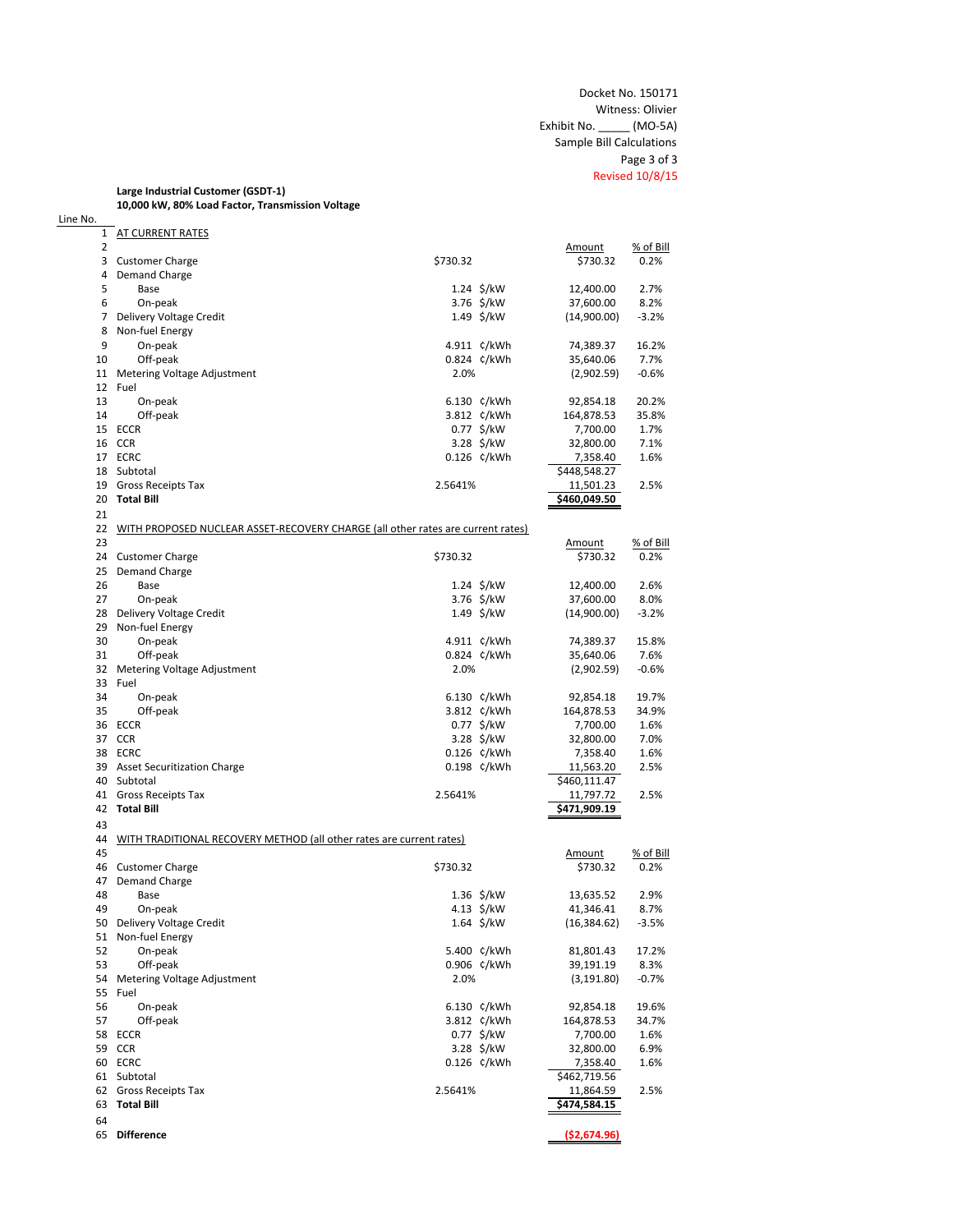Docket No. 150171
Witness: Olivier
Exhibit No. _____ (MO-5A)
Sample Bill Calculations
Page 3 of 3
Revised 10/8/15

**Large Industrial Customer (GSDT-1)**
**10,000 kW, 80% Load Factor, Transmission Voltage**

| Line No. | | | | Amount | % of Bill |
|---|---|---|---|---|---|
| 1 | AT CURRENT RATES | | | | |
| 2 | | | | Amount | % of Bill |
| 3 | Customer Charge | $730.32 | | $730.32 | 0.2% |
| 4 | Demand Charge | | | | |
| 5 | Base | 1.24 | $/kW | 12,400.00 | 2.7% |
| 6 | On-peak | 3.76 | $/kW | 37,600.00 | 8.2% |
| 7 | Delivery Voltage Credit | 1.49 | $/kW | (14,900.00) | -3.2% |
| 8 | Non-fuel Energy | | | | |
| 9 | On-peak | 4.911 | ¢/kWh | 74,389.37 | 16.2% |
| 10 | Off-peak | 0.824 | ¢/kWh | 35,640.06 | 7.7% |
| 11 | Metering Voltage Adjustment | 2.0% | | (2,902.59) | -0.6% |
| 12 | Fuel | | | | |
| 13 | On-peak | 6.130 | ¢/kWh | 92,854.18 | 20.2% |
| 14 | Off-peak | 3.812 | ¢/kWh | 164,878.53 | 35.8% |
| 15 | ECCR | 0.77 | $/kW | 7,700.00 | 1.7% |
| 16 | CCR | 3.28 | $/kW | 32,800.00 | 7.1% |
| 17 | ECRC | 0.126 | ¢/kWh | 7,358.40 | 1.6% |
| 18 | Subtotal | | | $448,548.27 | |
| 19 | Gross Receipts Tax | 2.5641% | | 11,501.23 | 2.5% |
| 20 | **Total Bill** | | | **$460,049.50** | |
| 21 | | | | | |
| 22 | WITH PROPOSED NUCLEAR ASSET-RECOVERY CHARGE (all other rates are current rates) | | | | |
| 23 | | | | Amount | % of Bill |
| 24 | Customer Charge | $730.32 | | $730.32 | 0.2% |
| 25 | Demand Charge | | | | |
| 26 | Base | 1.24 | $/kW | 12,400.00 | 2.6% |
| 27 | On-peak | 3.76 | $/kW | 37,600.00 | 8.0% |
| 28 | Delivery Voltage Credit | 1.49 | $/kW | (14,900.00) | -3.2% |
| 29 | Non-fuel Energy | | | | |
| 30 | On-peak | 4.911 | ¢/kWh | 74,389.37 | 15.8% |
| 31 | Off-peak | 0.824 | ¢/kWh | 35,640.06 | 7.6% |
| 32 | Metering Voltage Adjustment | 2.0% | | (2,902.59) | -0.6% |
| 33 | Fuel | | | | |
| 34 | On-peak | 6.130 | ¢/kWh | 92,854.18 | 19.7% |
| 35 | Off-peak | 3.812 | ¢/kWh | 164,878.53 | 34.9% |
| 36 | ECCR | 0.77 | $/kW | 7,700.00 | 1.6% |
| 37 | CCR | 3.28 | $/kW | 32,800.00 | 7.0% |
| 38 | ECRC | 0.126 | ¢/kWh | 7,358.40 | 1.6% |
| 39 | Asset Securitization Charge | 0.198 | ¢/kWh | 11,563.20 | 2.5% |
| 40 | Subtotal | | | $460,111.47 | |
| 41 | Gross Receipts Tax | 2.5641% | | 11,797.72 | 2.5% |
| 42 | **Total Bill** | | | **$471,909.19** | |
| 43 | | | | | |
| 44 | WITH TRADITIONAL RECOVERY METHOD (all other rates are current rates) | | | | |
| 45 | | | | Amount | % of Bill |
| 46 | Customer Charge | $730.32 | | $730.32 | 0.2% |
| 47 | Demand Charge | | | | |
| 48 | Base | 1.36 | $/kW | 13,635.52 | 2.9% |
| 49 | On-peak | 4.13 | $/kW | 41,346.41 | 8.7% |
| 50 | Delivery Voltage Credit | 1.64 | $/kW | (16,384.62) | -3.5% |
| 51 | Non-fuel Energy | | | | |
| 52 | On-peak | 5.400 | ¢/kWh | 81,801.43 | 17.2% |
| 53 | Off-peak | 0.906 | ¢/kWh | 39,191.19 | 8.3% |
| 54 | Metering Voltage Adjustment | 2.0% | | (3,191.80) | -0.7% |
| 55 | Fuel | | | | |
| 56 | On-peak | 6.130 | ¢/kWh | 92,854.18 | 19.6% |
| 57 | Off-peak | 3.812 | ¢/kWh | 164,878.53 | 34.7% |
| 58 | ECCR | 0.77 | $/kW | 7,700.00 | 1.6% |
| 59 | CCR | 3.28 | $/kW | 32,800.00 | 6.9% |
| 60 | ECRC | 0.126 | ¢/kWh | 7,358.40 | 1.6% |
| 61 | Subtotal | | | $462,719.56 | |
| 62 | Gross Receipts Tax | 2.5641% | | 11,864.59 | 2.5% |
| 63 | **Total Bill** | | | **$474,584.15** | |
| 64 | | | | | |
| 65 | **Difference** | | | **($2,674.96)** | |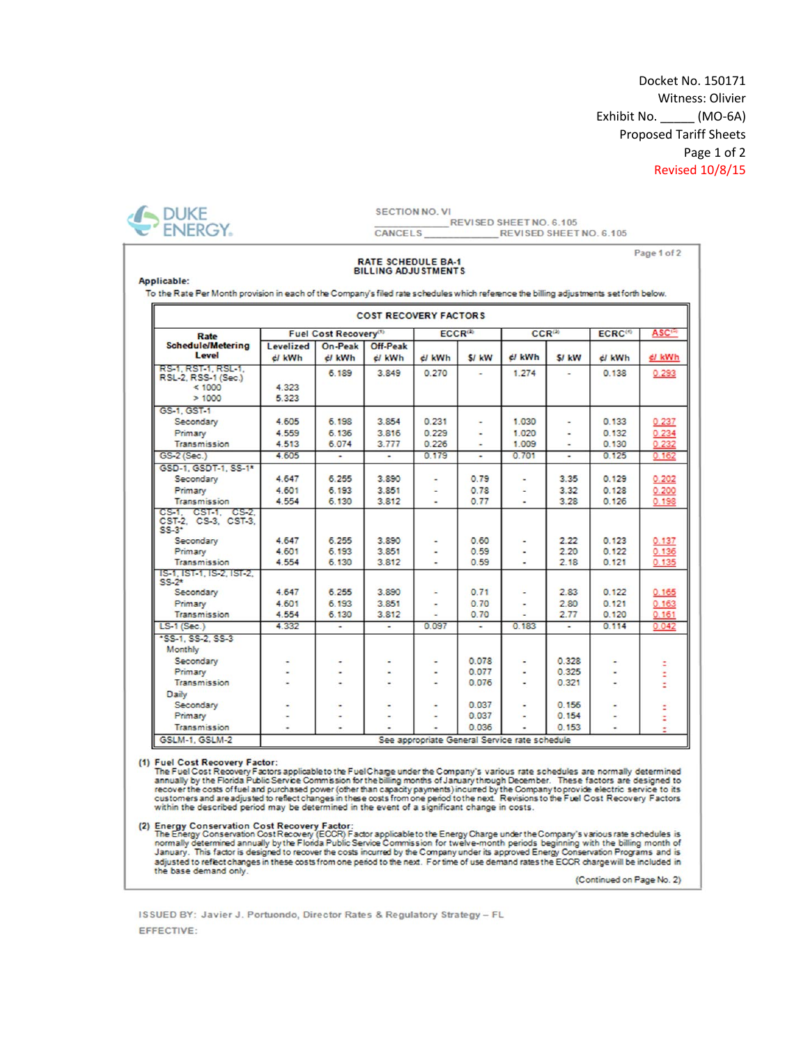Docket No. 150171
Witness: Olivier
Exhibit No. _____ (MO-6A)
Proposed Tariff Sheets
Page 1 of 2
Revised 10/8/15

DUKE ENERGY.

SECTION NO. VI
_____________ REVISED SHEET NO. 6.105
CANCELS _____________ REVISED SHEET NO. 6.105

Page 1 of 2

## RATE SCHEDULE BA-1
## BILLING ADJUSTMENTS

**Applicable:**

To the Rate Per Month provision in each of the Company's filed rate schedules which reference the billing adjustments set forth below.

**COST RECOVERY FACTORS**

| Rate Schedule/Metering Level | Fuel Cost Recovery[1] | | | ECCR[2] | | CCR[3] | | ECRC[4] | ASC[5] |
|---|---|---|---|---|---|---|---|---|---|
| | Levelized | On-Peak | Off-Peak | | | | | | |
| | ¢/ kWh | ¢/ kWh | ¢/ kWh | ¢/ kWh | $/ kW | ¢/ kWh | $/ kW | ¢/ kWh | ¢/ kWh |
| RS-1, RST-1, RSL-1, RSL-2, RSS-1 (Sec.) | | 6.189 | 3.849 | 0.270 | - | 1.274 | - | 0.138 | 0.293 |
| < 1000 | 4.323 | | | | | | | | |
| > 1000 | 5.323 | | | | | | | | |
| GS-1, GST-1 | | | | | | | | | |
| Secondary | 4.605 | 6.198 | 3.854 | 0.231 | - | 1.030 | - | 0.133 | 0.237 |
| Primary | 4.559 | 6.136 | 3.816 | 0.229 | - | 1.020 | - | 0.132 | 0.234 |
| Transmission | 4.513 | 6.074 | 3.777 | 0.226 | - | 1.009 | - | 0.130 | 0.232 |
| GS-2 (Sec.) | 4.605 | - | - | 0.179 | - | 0.701 | - | 0.125 | 0.162 |
| GSD-1, GSDT-1, SS-1* | | | | | | | | | |
| Secondary | 4.647 | 6.255 | 3.890 | - | 0.79 | - | 3.35 | 0.129 | 0.202 |
| Primary | 4.601 | 6.193 | 3.851 | - | 0.78 | - | 3.32 | 0.128 | 0.200 |
| Transmission | 4.554 | 6.130 | 3.812 | - | 0.77 | - | 3.28 | 0.126 | 0.198 |
| CS-1, CST-1, CS-2, CST-2, CS-3, CST-3, SS-3* | | | | | | | | | |
| Secondary | 4.647 | 6.255 | 3.890 | - | 0.60 | - | 2.22 | 0.123 | 0.137 |
| Primary | 4.601 | 6.193 | 3.851 | - | 0.59 | - | 2.20 | 0.122 | 0.136 |
| Transmission | 4.554 | 6.130 | 3.812 | - | 0.59 | - | 2.18 | 0.121 | 0.135 |
| IS-1, IST-1, IS-2, IST-2, SS-2* | | | | | | | | | |
| Secondary | 4.647 | 6.255 | 3.890 | - | 0.71 | - | 2.83 | 0.122 | 0.165 |
| Primary | 4.601 | 6.193 | 3.851 | - | 0.70 | - | 2.80 | 0.121 | 0.163 |
| Transmission | 4.554 | 6.130 | 3.812 | - | 0.70 | - | 2.77 | 0.120 | 0.161 |
| LS-1 (Sec.) | 4.332 | - | - | 0.097 | - | 0.183 | - | 0.114 | 0.042 |
| *SS-1, SS-2, SS-3 | | | | | | | | | |
| Monthly | | | | | | | | | |
| Secondary | - | - | - | - | 0.078 | - | 0.328 | - | - |
| Primary | - | - | - | - | 0.077 | - | 0.325 | - | - |
| Transmission | - | - | - | - | 0.076 | - | 0.321 | - | - |
| Daily | | | | | | | | | |
| Secondary | - | - | - | - | 0.037 | - | 0.156 | - | - |
| Primary | - | - | - | - | 0.037 | - | 0.154 | - | - |
| Transmission | - | - | - | - | 0.036 | - | 0.153 | - | - |
| GSLM-1, GSLM-2 | See appropriate General Service rate schedule | | | | | | | | |

**(1) Fuel Cost Recovery Factor:**
The Fuel Cost Recovery Factors applicable to the Fuel Charge under the Company's various rate schedules are normally determined annually by the Florida Public Service Commission for the billing months of January through December. These factors are designed to recover the costs of fuel and purchased power (other than capacity payments) incurred by the Company to provide electric service to its customers and are adjusted to reflect changes in these costs from one period to the next. Revisions to the Fuel Cost Recovery Factors within the described period may be determined in the event of a significant change in costs.

**(2) Energy Conservation Cost Recovery Factor:**
The Energy Conservation Cost Recovery (ECCR) Factor applicable to the Energy Charge under the Company's various rate schedules is normally determined annually by the Florida Public Service Commission for twelve-month periods beginning with the billing month of January. This factor is designed to recover the costs incurred by the Company under its approved Energy Conservation Programs and is adjusted to reflect changes in these costs from one period to the next. For time of use demand rates the ECCR charge will be included in the base demand only.

(Continued on Page No. 2)

ISSUED BY: Javier J. Portuondo, Director Rates & Regulatory Strategy – FL
EFFECTIVE: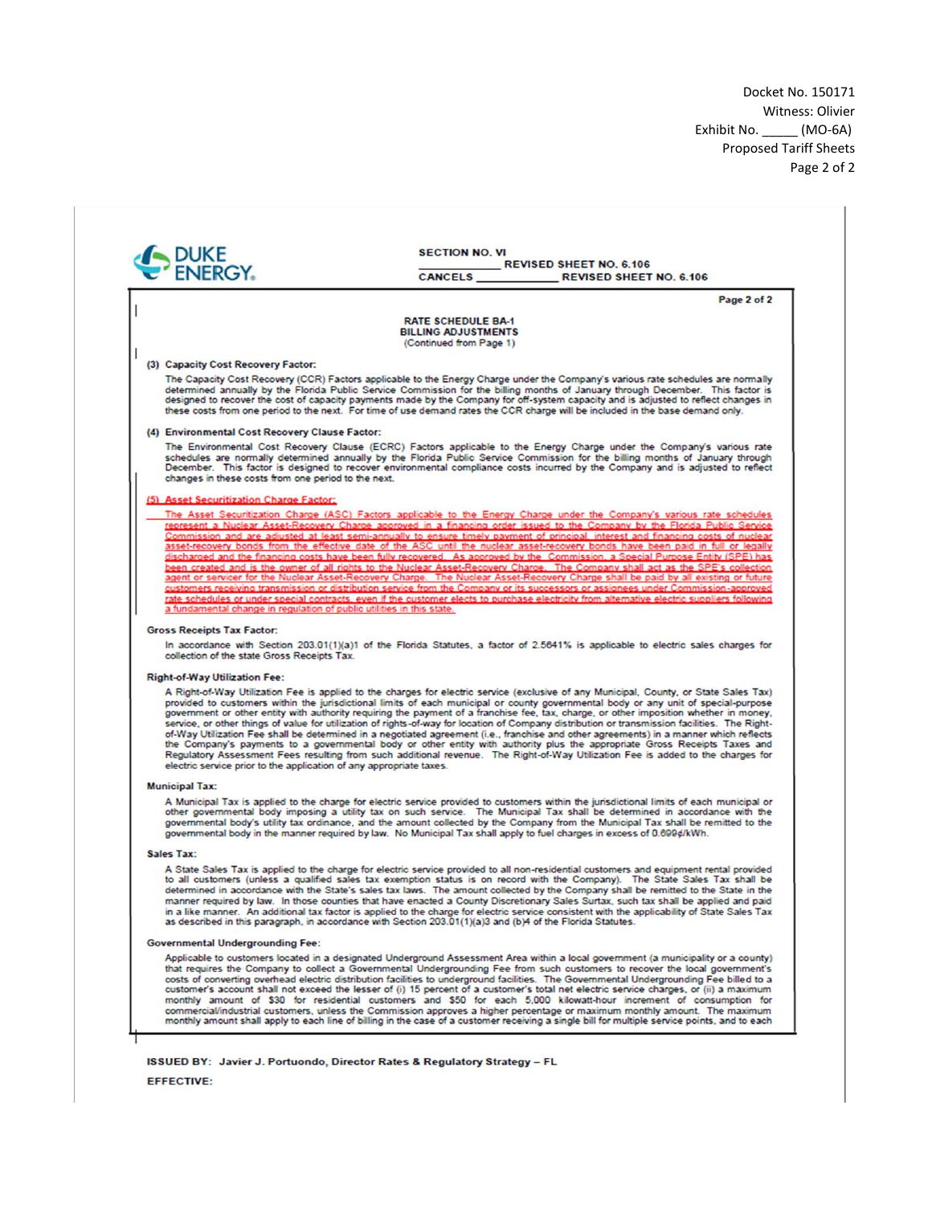Docket No. 150171
Witness: Olivier
Exhibit No. _____ (MO-6A)
Proposed Tariff Sheets

DUKE ENERGY.

SECTION NO. VI
____________ REVISED SHEET NO. 6.106
CANCELS ____________ REVISED SHEET NO. 6.106

Page 2 of 2

**RATE SCHEDULE BA-1**
**BILLING ADJUSTMENTS**
(Continued from Page 1)

**(3) Capacity Cost Recovery Factor:**

The Capacity Cost Recovery (CCR) Factors applicable to the Energy Charge under the Company's various rate schedules are normally determined annually by the Florida Public Service Commission for the billing months of January through December. This factor is designed to recover the cost of capacity payments made by the Company for off-system capacity and is adjusted to reflect changes in these costs from one period to the next. For time of use demand rates the CCR charge will be included in the base demand only.

**(4) Environmental Cost Recovery Clause Factor:**

The Environmental Cost Recovery Clause (ECRC) Factors applicable to the Energy Charge under the Company's various rate schedules are normally determined annually by the Florida Public Service Commission for the billing months of January through December. This factor is designed to recover environmental compliance costs incurred by the Company and is adjusted to reflect changes in these costs from one period to the next.

**(5) Asset Securitization Charge Factor:**

The Asset Securitization Charge (ASC) Factors applicable to the Energy Charge under the Company's various rate schedules represent a Nuclear Asset-Recovery Charge approved in a financing order issued to the Company by the Florida Public Service Commission and are adjusted at least semi-annually to ensure timely payment of principal, interest and financing costs of nuclear asset-recovery bonds from the effective date of the ASC until the nuclear asset-recovery bonds have been paid in full or legally discharged and the financing costs have been fully recovered. As approved by the Commission, a Special Purpose Entity (SPE) has been created and is the owner of all rights to the Nuclear Asset-Recovery Charge. The Company shall act as the SPE's collection agent or servicer for the Nuclear Asset-Recovery Charge. The Nuclear Asset-Recovery Charge shall be paid by all existing or future customers receiving transmission or distribution service from the Company or its successors or assignees under Commission-approved rate schedules or under special contracts, even if the customer elects to purchase electricity from alternative electric suppliers following a fundamental change in regulation of public utilities in this state.

**Gross Receipts Tax Factor:**

In accordance with Section 203.01(1)(a)1 of the Florida Statutes, a factor of 2.5641% is applicable to electric sales charges for collection of the state Gross Receipts Tax.

**Right-of-Way Utilization Fee:**

A Right-of-Way Utilization Fee is applied to the charges for electric service (exclusive of any Municipal, County, or State Sales Tax) provided to customers within the jurisdictional limits of each municipal or county governmental body or any unit of special-purpose government or other entity with authority requiring the payment of a franchise fee, tax, charge, or other imposition whether in money, service, or other things of value for utilization of rights-of-way for location of Company distribution or transmission facilities. The Right-of-Way Utilization Fee shall be determined in a negotiated agreement (i.e., franchise and other agreements) in a manner which reflects the Company's payments to a governmental body or other entity with authority plus the appropriate Gross Receipts Taxes and Regulatory Assessment Fees resulting from such additional revenue. The Right-of-Way Utilization Fee is added to the charges for electric service prior to the application of any appropriate taxes.

**Municipal Tax:**

A Municipal Tax is applied to the charge for electric service provided to customers within the jurisdictional limits of each municipal or other governmental body imposing a utility tax on such service. The Municipal Tax shall be determined in accordance with the governmental body's utility tax ordinance, and the amount collected by the Company from the Municipal Tax shall be remitted to the governmental body in the manner required by law. No Municipal Tax shall apply to fuel charges in excess of 0.699¢/kWh.

**Sales Tax:**

A State Sales Tax is applied to the charge for electric service provided to all non-residential customers and equipment rental provided to all customers (unless a qualified sales tax exemption status is on record with the Company). The State Sales Tax shall be determined in accordance with the State's sales tax laws. The amount collected by the Company shall be remitted to the State in the manner required by law. In those counties that have enacted a County Discretionary Sales Surtax, such tax shall be applied and paid in a like manner. An additional tax factor is applied to the charge for electric service consistent with the applicability of State Sales Tax as described in this paragraph, in accordance with Section 203.01(1)(a)3 and (b)4 of the Florida Statutes.

**Governmental Undergrounding Fee:**

Applicable to customers located in a designated Underground Assessment Area within a local government (a municipality or a county) that requires the Company to collect a Governmental Undergrounding Fee from such customers to recover the local government's costs of converting overhead electric distribution facilities to underground facilities. The Governmental Undergrounding Fee billed to a customer's account shall not exceed the lesser of (i) 15 percent of a customer's total net electric service charges, or (ii) a maximum monthly amount of $30 for residential customers and $50 for each 5,000 kilowatt-hour increment of consumption for commercial/industrial customers, unless the Commission approves a higher percentage or maximum monthly amount. The maximum monthly amount shall apply to each line of billing in the case of a customer receiving a single bill for multiple service points, and to each

**ISSUED BY:** Javier J. Portuondo, Director Rates & Regulatory Strategy – FL

**EFFECTIVE:**